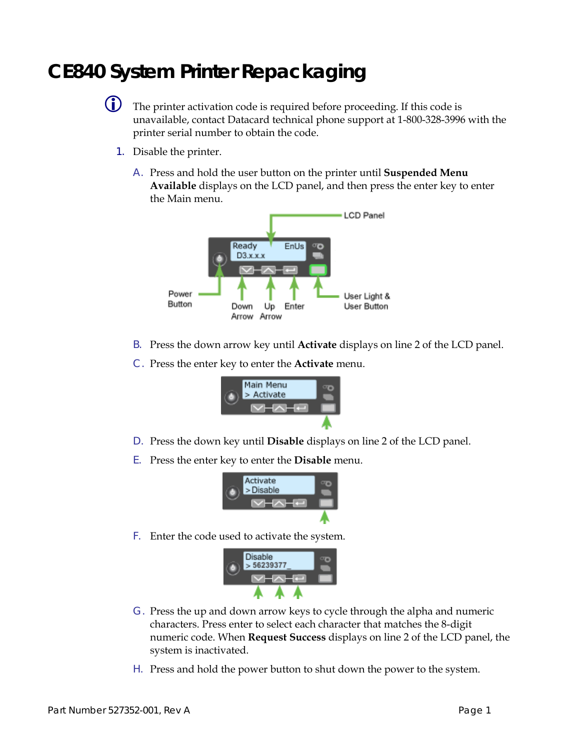# CE840 System Printer Repackaging

The printer activation code is required before proceeding. If this code is unavailable, contact Datacard technical phone support at 1-800-328-3996 with the printer serial number to obtain the code.

1. Disable the printer.

   A. Press and hold the user button on the printer until **Suspended Menu Available** displays on the LCD panel, and then press the enter key to enter the Main menu.

   B. Press the down arrow key until **Activate** displays on line 2 of the LCD panel.

   C. Press the enter key to enter the **Activate** menu.

   D. Press the down key until **Disable** displays on line 2 of the LCD panel.

   E. Press the enter key to enter the **Disable** menu.

   F. Enter the code used to activate the system.

   G. Press the up and down arrow keys to cycle through the alpha and numeric characters. Press enter to select each character that matches the 8-digit numeric code. When **Request Success** displays on line 2 of the LCD panel, the system is inactivated.

   H. Press and hold the power button to shut down the power to the system.

Part Number 527352-001, Rev A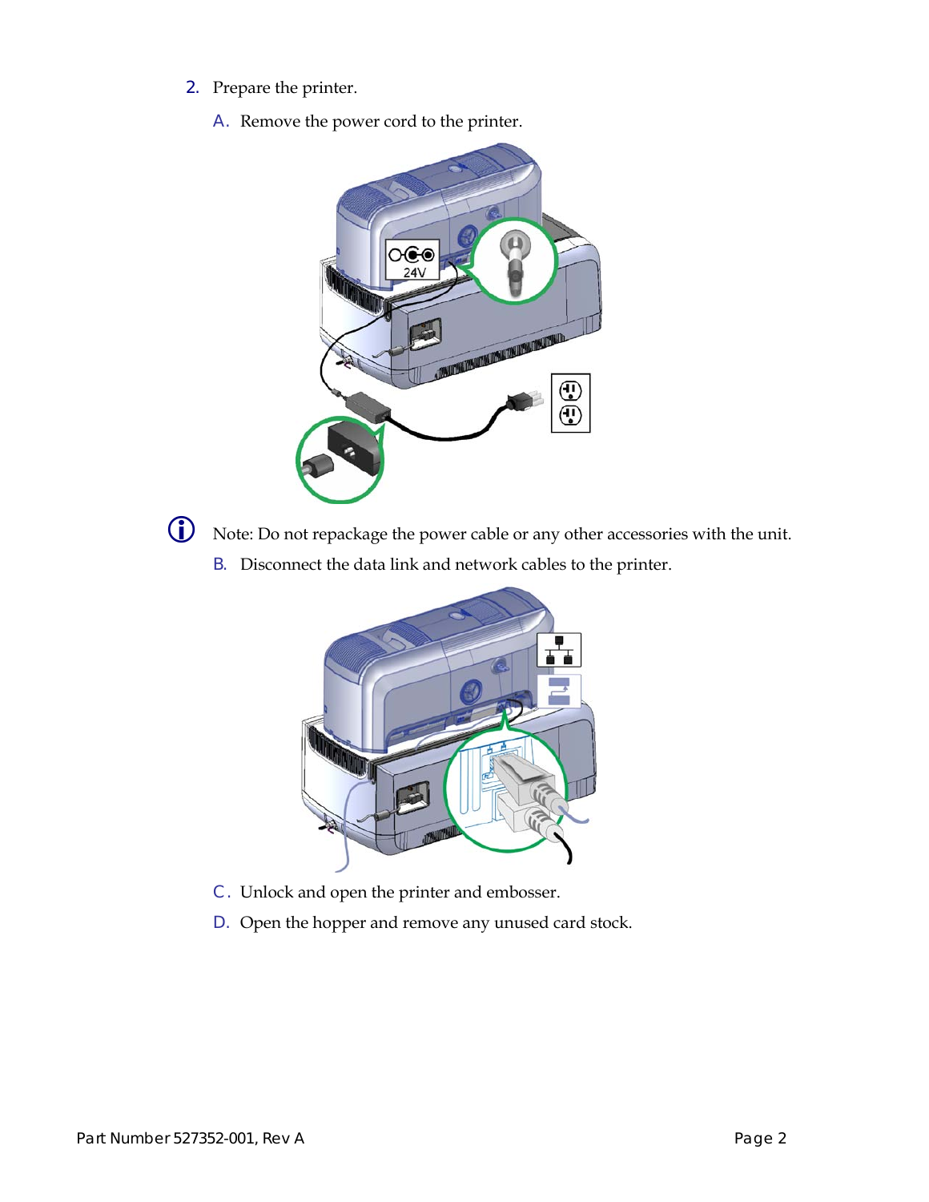2. Prepare the printer.

   A. Remove the power cord to the printer.

Note: Do not repackage the power cable or any other accessories with the unit.

   B. Disconnect the data link and network cables to the printer.

   C. Unlock and open the printer and embosser.

   D. Open the hopper and remove any unused card stock.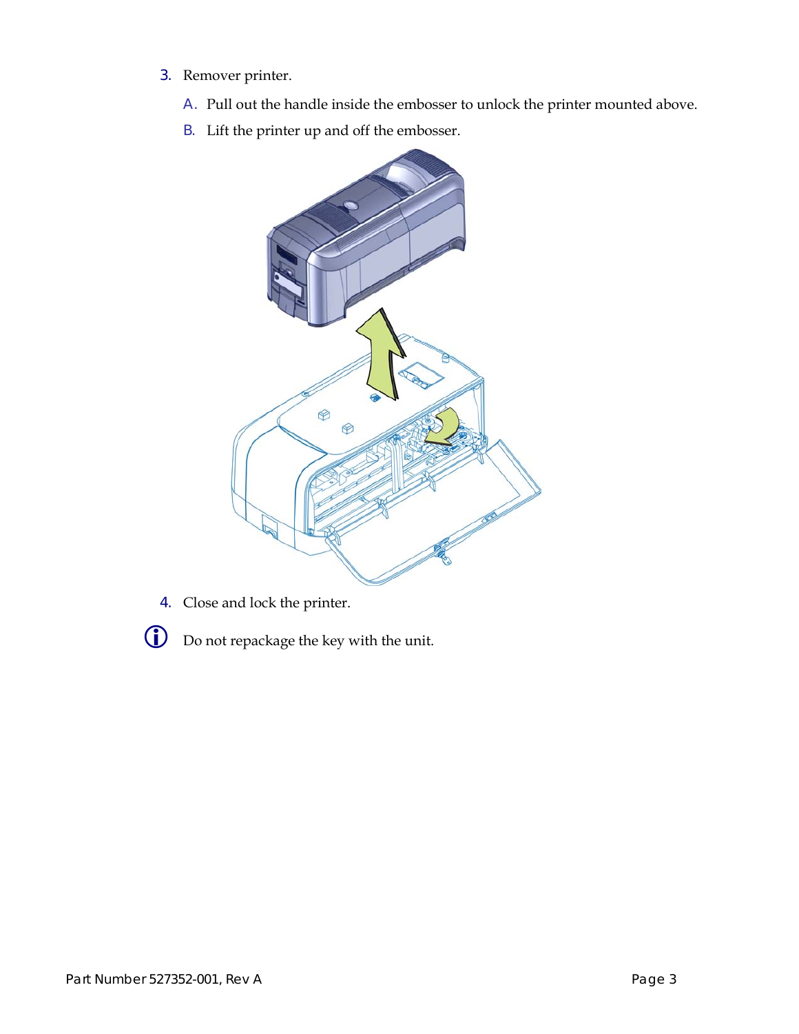3. Remover printer.

   A. Pull out the handle inside the embosser to unlock the printer mounted above.

   B. Lift the printer up and off the embosser.

4. Close and lock the printer.

ⓘ Do not repackage the key with the unit.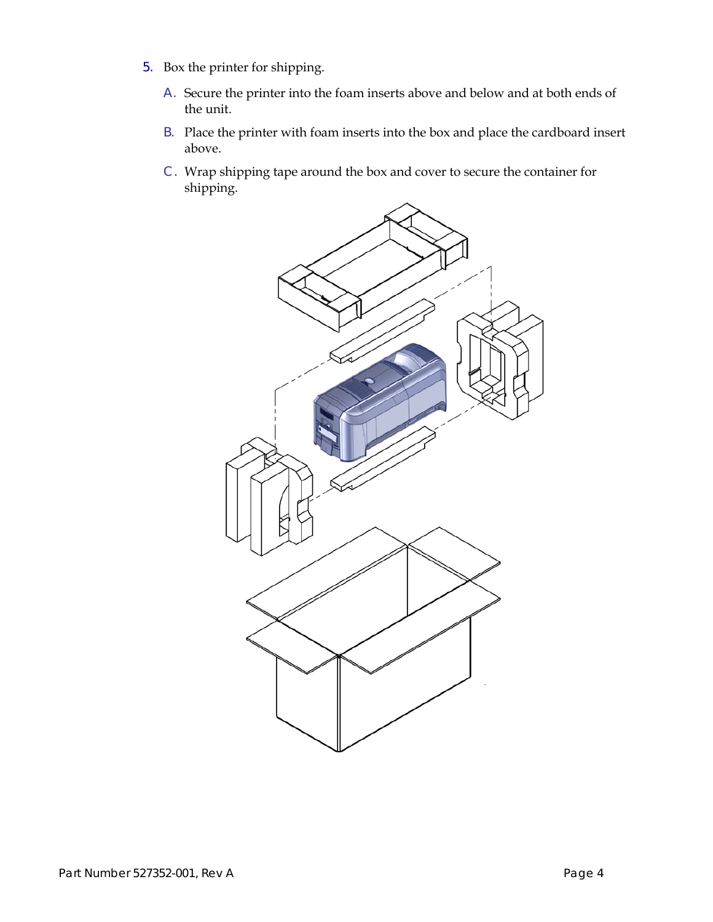5. Box the printer for shipping.

   A. Secure the printer into the foam inserts above and below and at both ends of the unit.

   B. Place the printer with foam inserts into the box and place the cardboard insert above.

   C. Wrap shipping tape around the box and cover to secure the container for shipping.